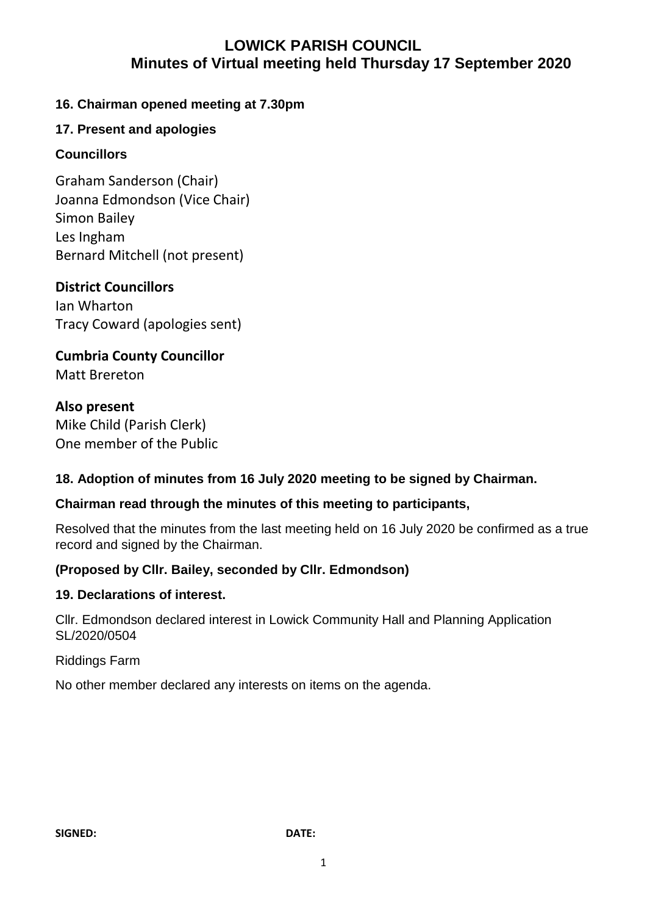# LOWICK PARISH COUNCIL
## Minutes of Virtual meeting held Thursday 17 September 2020

**16. Chairman opened meeting at 7.30pm**

**17. Present and apologies**

**Councillors**

Graham Sanderson (Chair)
Joanna Edmondson (Vice Chair)
Simon Bailey
Les Ingham
Bernard Mitchell (not present)

**District Councillors**
Ian Wharton
Tracy Coward (apologies sent)

**Cumbria County Councillor**
Matt Brereton

**Also present**
Mike Child (Parish Clerk)
One member of the Public

**18. Adoption of minutes from 16 July 2020 meeting to be signed by Chairman.**

**Chairman read through the minutes of this meeting to participants,**

Resolved that the minutes from the last meeting held on 16 July 2020 be confirmed as a true record and signed by the Chairman.

**(Proposed by Cllr. Bailey, seconded by Cllr. Edmondson)**

**19. Declarations of interest.**

Cllr. Edmondson declared interest in Lowick Community Hall and Planning Application SL/2020/0504

Riddings Farm

No other member declared any interests on items on the agenda.

**SIGNED:** **DATE:**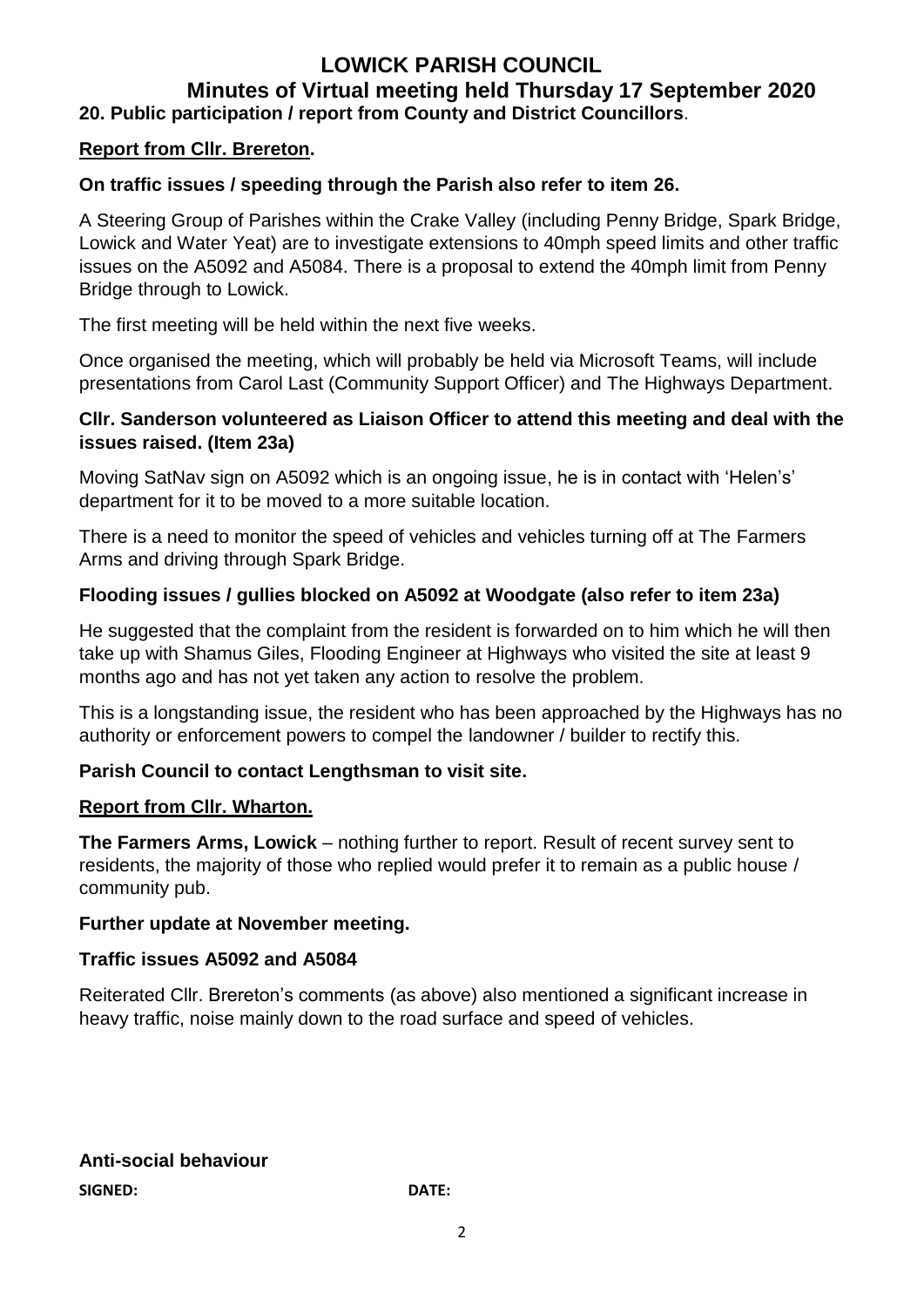# LOWICK PARISH COUNCIL

## Minutes of Virtual meeting held Thursday 17 September 2020

**20. Public participation / report from County and District Councillors**.

**Report from Cllr. Brereton.**

**On traffic issues / speeding through the Parish also refer to item 26.**

A Steering Group of Parishes within the Crake Valley (including Penny Bridge, Spark Bridge, Lowick and Water Yeat) are to investigate extensions to 40mph speed limits and other traffic issues on the A5092 and A5084. There is a proposal to extend the 40mph limit from Penny Bridge through to Lowick.

The first meeting will be held within the next five weeks.

Once organised the meeting, which will probably be held via Microsoft Teams, will include presentations from Carol Last (Community Support Officer) and The Highways Department.

**Cllr. Sanderson volunteered as Liaison Officer to attend this meeting and deal with the issues raised. (Item 23a)**

Moving SatNav sign on A5092 which is an ongoing issue, he is in contact with 'Helen's' department for it to be moved to a more suitable location.

There is a need to monitor the speed of vehicles and vehicles turning off at The Farmers Arms and driving through Spark Bridge.

**Flooding issues / gullies blocked on A5092 at Woodgate (also refer to item 23a)**

He suggested that the complaint from the resident is forwarded on to him which he will then take up with Shamus Giles, Flooding Engineer at Highways who visited the site at least 9 months ago and has not yet taken any action to resolve the problem.

This is a longstanding issue, the resident who has been approached by the Highways has no authority or enforcement powers to compel the landowner / builder to rectify this.

**Parish Council to contact Lengthsman to visit site.**

**Report from Cllr. Wharton.**

**The Farmers Arms, Lowick** – nothing further to report. Result of recent survey sent to residents, the majority of those who replied would prefer it to remain as a public house / community pub.

**Further update at November meeting.**

**Traffic issues A5092 and A5084**

Reiterated Cllr. Brereton's comments (as above) also mentioned a significant increase in heavy traffic, noise mainly down to the road surface and speed of vehicles.

**Anti-social behaviour**

**SIGNED:** **DATE:**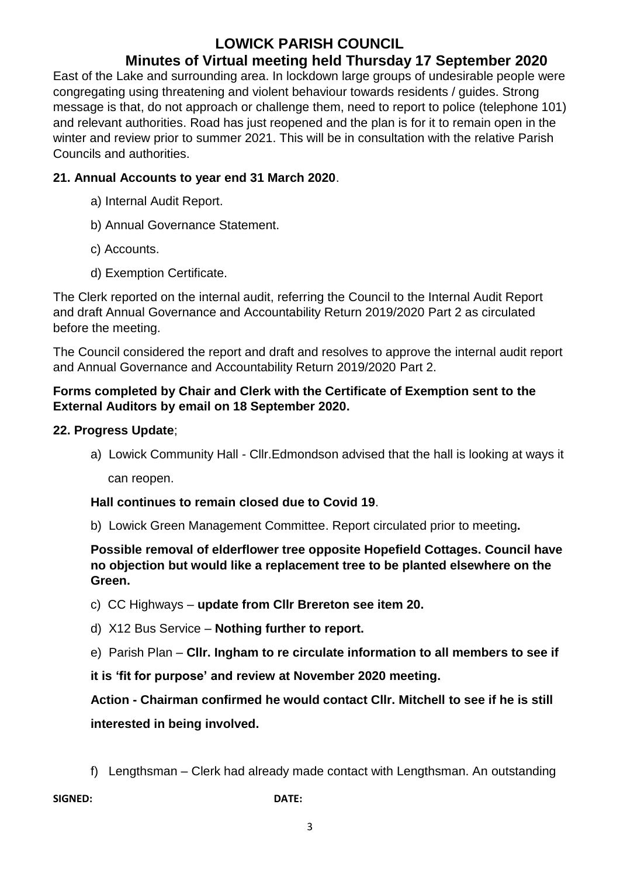East of the Lake and surrounding area. In lockdown large groups of undesirable people were congregating using threatening and violent behaviour towards residents / guides. Strong message is that, do not approach or challenge them, need to report to police (telephone 101) and relevant authorities. Road has just reopened and the plan is for it to remain open in the winter and review prior to summer 2021. This will be in consultation with the relative Parish Councils and authorities.

**21. Annual Accounts to year end 31 March 2020**.

a) Internal Audit Report.

b) Annual Governance Statement.

c) Accounts.

d) Exemption Certificate.

The Clerk reported on the internal audit, referring the Council to the Internal Audit Report and draft Annual Governance and Accountability Return 2019/2020 Part 2 as circulated before the meeting.

The Council considered the report and draft and resolves to approve the internal audit report and Annual Governance and Accountability Return 2019/2020 Part 2.

**Forms completed by Chair and Clerk with the Certificate of Exemption sent to the External Auditors by email on 18 September 2020.**

**22. Progress Update**;

a) Lowick Community Hall - Cllr.Edmondson advised that the hall is looking at ways it can reopen.

**Hall continues to remain closed due to Covid 19**.

b) Lowick Green Management Committee. Report circulated prior to meeting**.**

**Possible removal of elderflower tree opposite Hopefield Cottages. Council have no objection but would like a replacement tree to be planted elsewhere on the Green.**

c) CC Highways – **update from Cllr Brereton see item 20.**

d) X12 Bus Service – **Nothing further to report.**

e) Parish Plan – **Cllr. Ingham to re circulate information to all members to see if it is 'fit for purpose' and review at November 2020 meeting.**

**Action - Chairman confirmed he would contact Cllr. Mitchell to see if he is still interested in being involved.**

f) Lengthsman – Clerk had already made contact with Lengthsman. An outstanding

**SIGNED:** **DATE:**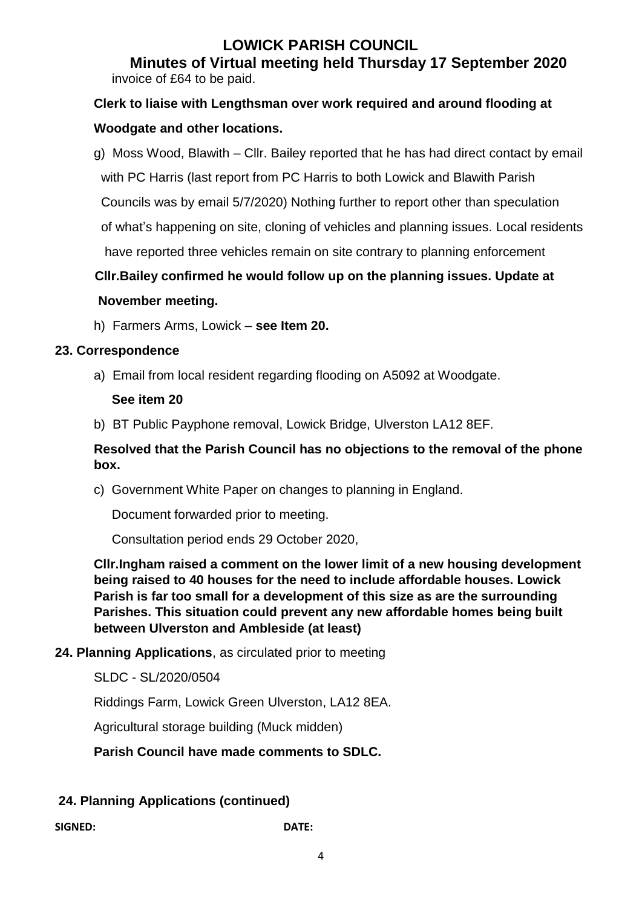invoice of £64 to be paid.

**Clerk to liaise with Lengthsman over work required and around flooding at Woodgate and other locations.**

g) Moss Wood, Blawith – Cllr. Bailey reported that he has had direct contact by email with PC Harris (last report from PC Harris to both Lowick and Blawith Parish Councils was by email 5/7/2020) Nothing further to report other than speculation of what's happening on site, cloning of vehicles and planning issues. Local residents have reported three vehicles remain on site contrary to planning enforcement

**Cllr.Bailey confirmed he would follow up on the planning issues. Update at November meeting.**

h) Farmers Arms, Lowick – **see Item 20.**

## 23. Correspondence

a) Email from local resident regarding flooding on A5092 at Woodgate.

**See item 20**

b) BT Public Payphone removal, Lowick Bridge, Ulverston LA12 8EF.

**Resolved that the Parish Council has no objections to the removal of the phone box.**

c) Government White Paper on changes to planning in England.

Document forwarded prior to meeting.

Consultation period ends 29 October 2020,

**Cllr.Ingham raised a comment on the lower limit of a new housing development being raised to 40 houses for the need to include affordable houses. Lowick Parish is far too small for a development of this size as are the surrounding Parishes. This situation could prevent any new affordable homes being built between Ulverston and Ambleside (at least)**

## 24. Planning Applications, as circulated prior to meeting

SLDC - SL/2020/0504

Riddings Farm, Lowick Green Ulverston, LA12 8EA.

Agricultural storage building (Muck midden)

**Parish Council have made comments to SDLC.**

## 24. Planning Applications (continued)

**SIGNED:** **DATE:**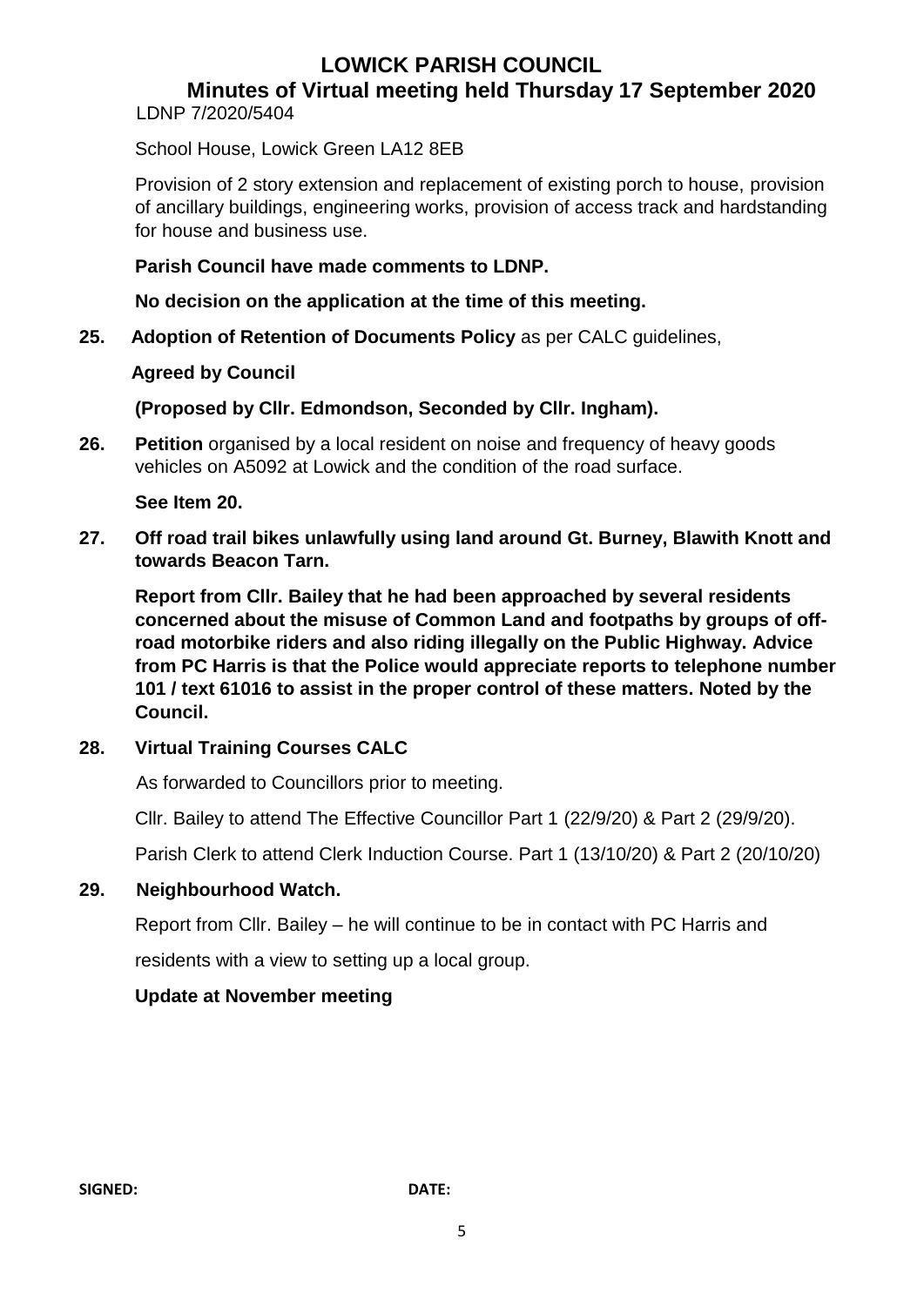# LOWICK PARISH COUNCIL

## Minutes of Virtual meeting held Thursday 17 September 2020

LDNP 7/2020/5404

School House, Lowick Green LA12 8EB

Provision of 2 story extension and replacement of existing porch to house, provision of ancillary buildings, engineering works, provision of access track and hardstanding for house and business use.

**Parish Council have made comments to LDNP.**

**No decision on the application at the time of this meeting.**

**25. Adoption of Retention of Documents Policy** as per CALC guidelines,

**Agreed by Council**

**(Proposed by Cllr. Edmondson, Seconded by Cllr. Ingham).**

**26. Petition** organised by a local resident on noise and frequency of heavy goods vehicles on A5092 at Lowick and the condition of the road surface.

**See Item 20.**

**27. Off road trail bikes unlawfully using land around Gt. Burney, Blawith Knott and towards Beacon Tarn.**

**Report from Cllr. Bailey that he had been approached by several residents concerned about the misuse of Common Land and footpaths by groups of off-road motorbike riders and also riding illegally on the Public Highway. Advice from PC Harris is that the Police would appreciate reports to telephone number 101 / text 61016 to assist in the proper control of these matters. Noted by the Council.**

**28. Virtual Training Courses CALC**

As forwarded to Councillors prior to meeting.

Cllr. Bailey to attend The Effective Councillor Part 1 (22/9/20) & Part 2 (29/9/20).

Parish Clerk to attend Clerk Induction Course. Part 1 (13/10/20) & Part 2 (20/10/20)

**29. Neighbourhood Watch.**

Report from Cllr. Bailey – he will continue to be in contact with PC Harris and residents with a view to setting up a local group.

**Update at November meeting**

**SIGNED:** **DATE:**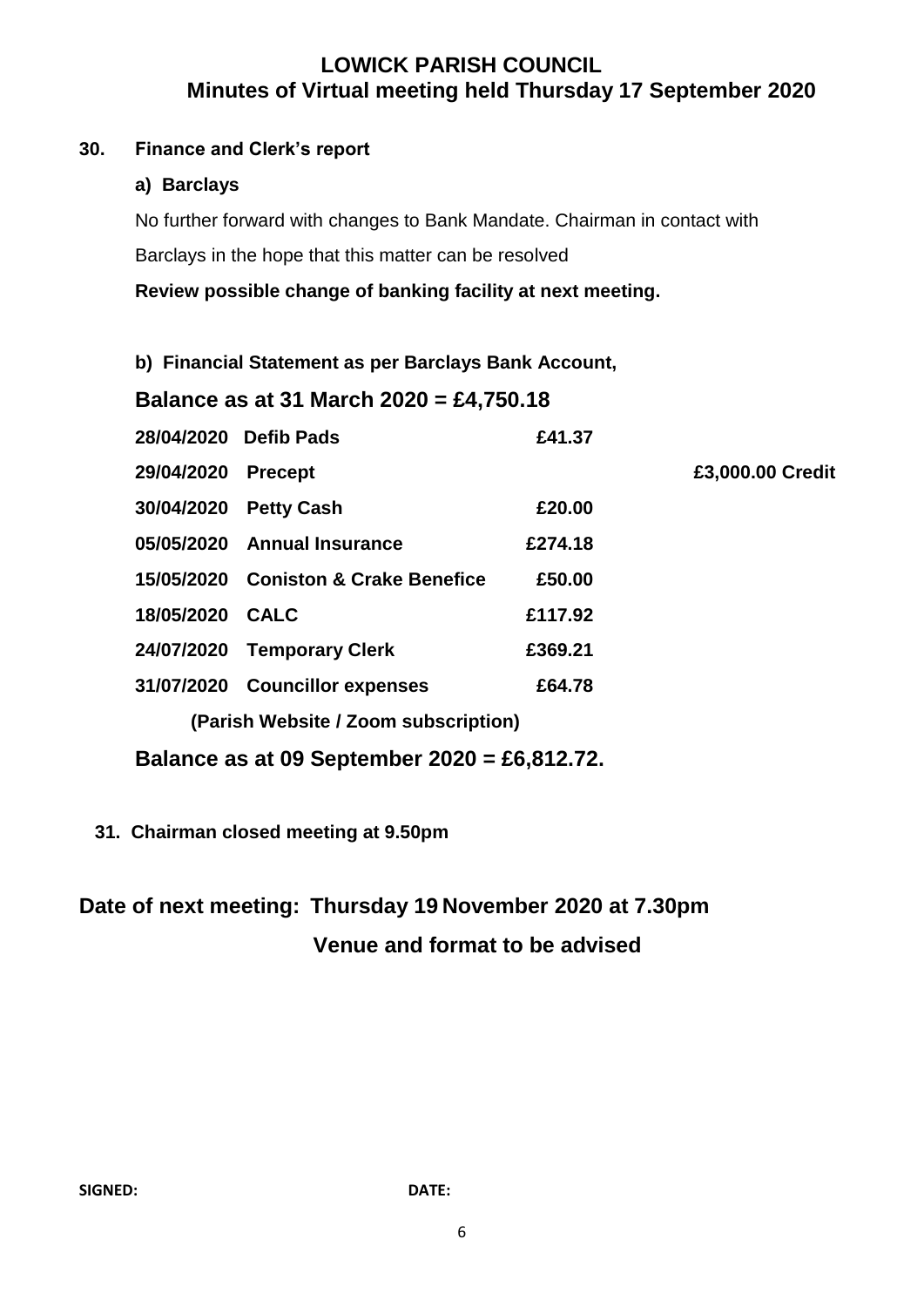# LOWICK PARISH COUNCIL

## Minutes of Virtual meeting held Thursday 17 September 2020

**30. Finance and Clerk's report**

**a) Barclays**

No further forward with changes to Bank Mandate. Chairman in contact with Barclays in the hope that this matter can be resolved

**Review possible change of banking facility at next meeting.**

**b) Financial Statement as per Barclays Bank Account,**

**Balance as at 31 March 2020 = £4,750.18**

| | | | |
|---|---|---|---|
| **28/04/2020** | **Defib Pads** | **£41.37** | |
| **29/04/2020** | **Precept** | | **£3,000.00 Credit** |
| **30/04/2020** | **Petty Cash** | **£20.00** | |
| **05/05/2020** | **Annual Insurance** | **£274.18** | |
| **15/05/2020** | **Coniston & Crake Benefice** | **£50.00** | |
| **18/05/2020** | **CALC** | **£117.92** | |
| **24/07/2020** | **Temporary Clerk** | **£369.21** | |
| **31/07/2020** | **Councillor expenses** | **£64.78** | |
| | **(Parish Website / Zoom subscription)** | | |

**Balance as at 09 September 2020 = £6,812.72.**

**31. Chairman closed meeting at 9.50pm**

**Date of next meeting: Thursday 19 November 2020 at 7.30pm**

**Venue and format to be advised**

**SIGNED:** **DATE:**